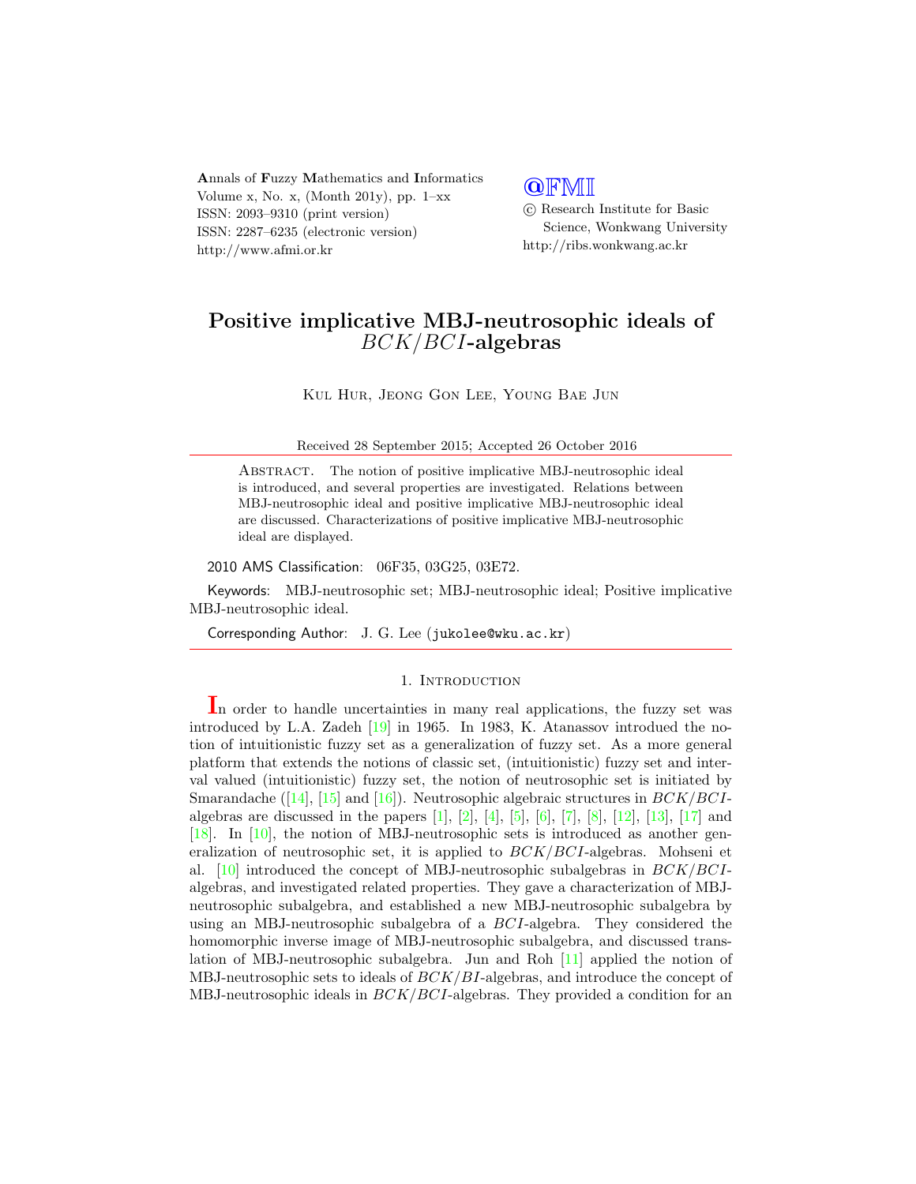Annals of Fuzzy Mathematics and Informatics
Volume x, No. x, (Month 201y), pp. 1–xx
ISSN: 2093–9310 (print version)
ISSN: 2287–6235 (electronic version)
http://www.afmi.or.kr

@FMI
© Research Institute for Basic Science, Wonkwang University
http://ribs.wonkwang.ac.kr

# Positive implicative MBJ-neutrosophic ideals of $BCK/BCI$-algebras

Kul Hur, Jeong Gon Lee, Young Bae Jun

Received 28 September 2015; Accepted 26 October 2016

Abstract. The notion of positive implicative MBJ-neutrosophic ideal is introduced, and several properties are investigated. Relations between MBJ-neutrosophic ideal and positive implicative MBJ-neutrosophic ideal are discussed. Characterizations of positive implicative MBJ-neutrosophic ideal are displayed.

2010 AMS Classification: 06F35, 03G25, 03E72.

Keywords: MBJ-neutrosophic set; MBJ-neutrosophic ideal; Positive implicative MBJ-neutrosophic ideal.

Corresponding Author: J. G. Lee (jukolee@wku.ac.kr)

## 1. Introduction

In order to handle uncertainties in many real applications, the fuzzy set was introduced by L.A. Zadeh [19] in 1965. In 1983, K. Atanassov introduded the notion of intuitionistic fuzzy set as a generalization of fuzzy set. As a more general platform that extends the notions of classic set, (intuitionistic) fuzzy set and interval valued (intuitionistic) fuzzy set, the notion of neutrosophic set is initiated by Smarandache ([14], [15] and [16]). Neutrosophic algebraic structures in $BCK/BCI$-algebras are discussed in the papers [1], [2], [4], [5], [6], [7], [8], [12], [13], [17] and [18]. In [10], the notion of MBJ-neutrosophic sets is introduced as another generalization of neutrosophic set, it is applied to $BCK/BCI$-algebras. Mohseni et al. [10] introduced the concept of MBJ-neutrosophic subalgebras in $BCK/BCI$-algebras, and investigated related properties. They gave a characterization of MBJ-neutrosophic subalgebra, and established a new MBJ-neutrosophic subalgebra by using an MBJ-neutrosophic subalgebra of a $BCI$-algebra. They considered the homomorphic inverse image of MBJ-neutrosophic subalgebra, and discussed translation of MBJ-neutrosophic subalgebra. Jun and Roh [11] applied the notion of MBJ-neutrosophic sets to ideals of $BCK/BI$-algebras, and introduce the concept of MBJ-neutrosophic ideals in $BCK/BCI$-algebras. They provided a condition for an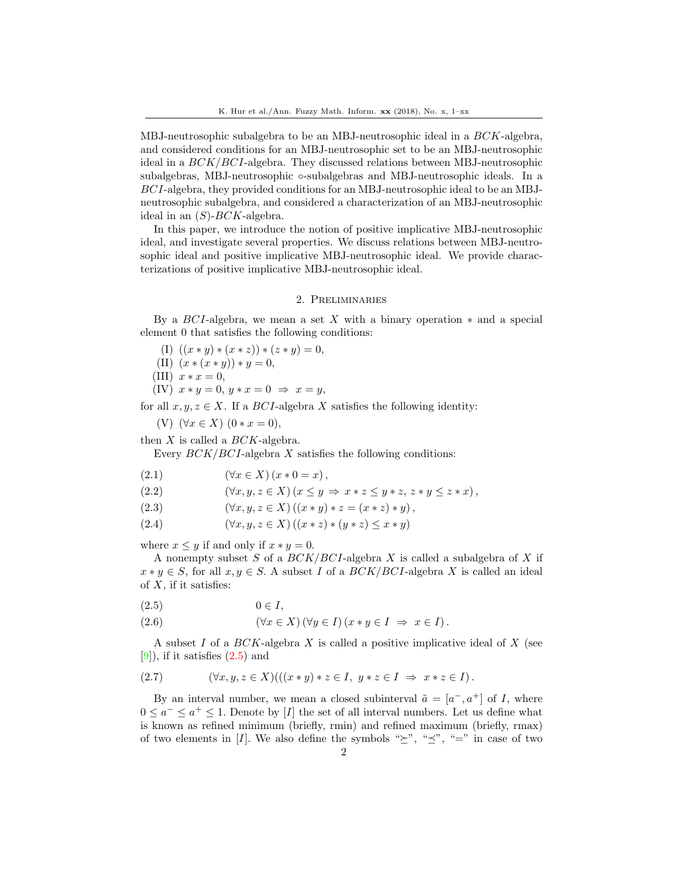MBJ-neutrosophic subalgebra to be an MBJ-neutrosophic ideal in a $BCK$-algebra, and considered conditions for an MBJ-neutrosophic set to be an MBJ-neutrosophic ideal in a $BCK/BCI$-algebra. They discussed relations between MBJ-neutrosophic subalgebras, MBJ-neutrosophic $\circ$-subalgebras and MBJ-neutrosophic ideals. In a $BCI$-algebra, they provided conditions for an MBJ-neutrosophic ideal to be an MBJ-neutrosophic subalgebra, and considered a characterization of an MBJ-neutrosophic ideal in an $(S)$-$BCK$-algebra.

In this paper, we introduce the notion of positive implicative MBJ-neutrosophic ideal, and investigate several properties. We discuss relations between MBJ-neutrosophic ideal and positive implicative MBJ-neutrosophic ideal. We provide characterizations of positive implicative MBJ-neutrosophic ideal.

## 2. Preliminaries

By a $BCI$-algebra, we mean a set $X$ with a binary operation $*$ and a special element 0 that satisfies the following conditions:

(I) $((x*y)*(x*z))*(z*y)=0$,
(II) $(x*(x*y))*y=0$,
(III) $x*x=0$,
(IV) $x*y=0,\ y*x=0\ \Rightarrow\ x=y$,

for all $x,y,z\in X$. If a $BCI$-algebra $X$ satisfies the following identity:

(V) $(\forall x\in X)\ (0*x=0)$,

then $X$ is called a $BCK$-algebra.

Every $BCK/BCI$-algebra $X$ satisfies the following conditions:

$$(\forall x\in X)\,(x*0=x)\,, \tag{2.1}$$

$$(\forall x,y,z\in X)\,(x\le y\ \Rightarrow\ x*z\le y*z,\ z*y\le z*x)\,, \tag{2.2}$$

$$(\forall x,y,z\in X)\,((x*y)*z=(x*z)*y)\,, \tag{2.3}$$

$$(\forall x,y,z\in X)\,((x*z)*(y*z)\le x*y) \tag{2.4}$$

where $x\le y$ if and only if $x*y=0$.

A nonempty subset $S$ of a $BCK/BCI$-algebra $X$ is called a subalgebra of $X$ if $x*y\in S$, for all $x,y\in S$. A subset $I$ of a $BCK/BCI$-algebra $X$ is called an ideal of $X$, if it satisfies:

$$0\in I, \tag{2.5}$$

$$(\forall x\in X)\,(\forall y\in I)\,(x*y\in I\ \Rightarrow\ x\in I)\,. \tag{2.6}$$

A subset $I$ of a $BCK$-algebra $X$ is called a positive implicative ideal of $X$ (see [9]), if it satisfies (2.5) and

$$(\forall x,y,z\in X)(((x*y)*z\in I,\ y*z\in I\ \Rightarrow\ x*z\in I)\,. \tag{2.7}$$

By an interval number, we mean a closed subinterval $\tilde{a}=[a^-,a^+]$ of $I$, where $0\le a^-\le a^+\le 1$. Denote by $[I]$ the set of all interval numbers. Let us define what is known as refined minimum (briefly, rmin) and refined maximum (briefly, rmax) of two elements in $[I]$. We also define the symbols "$\succeq$", "$\preceq$", "$=$" in case of two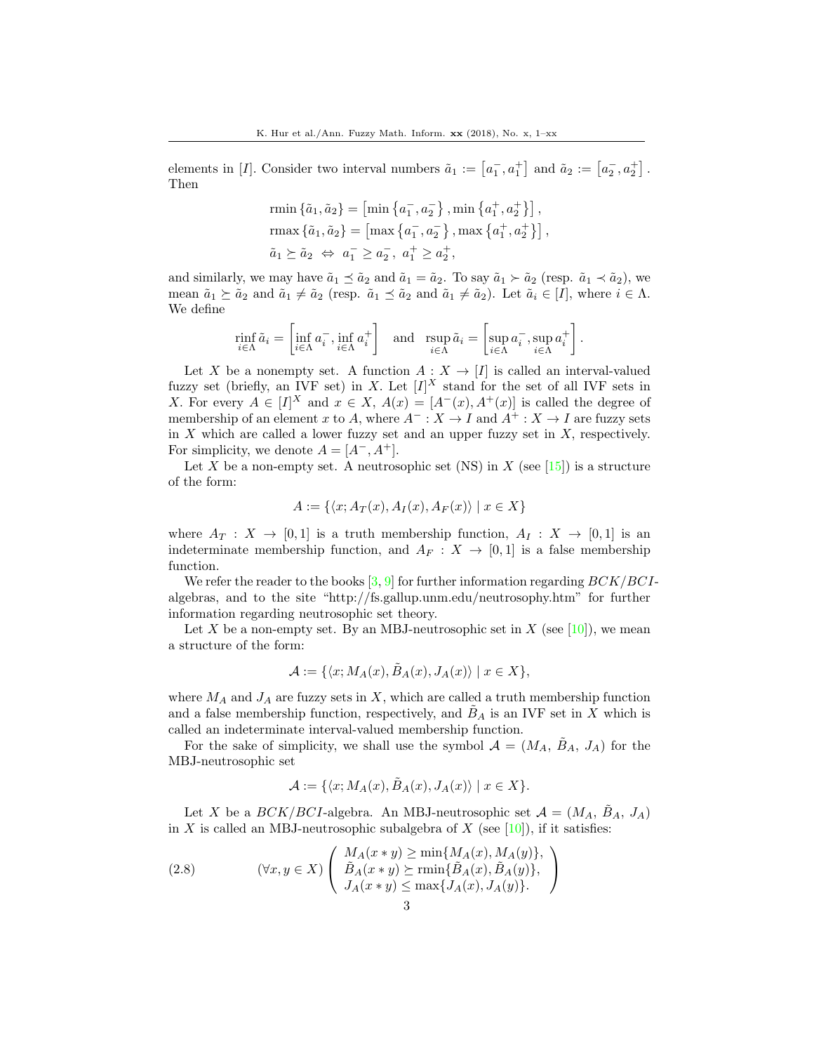elements in $[I]$. Consider two interval numbers $\tilde{a}_1 := \left[a_1^-, a_1^+\right]$ and $\tilde{a}_2 := \left[a_2^-, a_2^+\right]$. Then

$$\begin{aligned}
&\operatorname{rmin}\{\tilde{a}_1, \tilde{a}_2\} = \left[\min\left\{a_1^-, a_2^-\right\}, \min\left\{a_1^+, a_2^+\right\}\right], \\
&\operatorname{rmax}\{\tilde{a}_1, \tilde{a}_2\} = \left[\max\left\{a_1^-, a_2^-\right\}, \max\left\{a_1^+, a_2^+\right\}\right], \\
&\tilde{a}_1 \succeq \tilde{a}_2 \Leftrightarrow a_1^- \geq a_2^-,\ a_1^+ \geq a_2^+,
\end{aligned}$$

and similarly, we may have $\tilde{a}_1 \preceq \tilde{a}_2$ and $\tilde{a}_1 = \tilde{a}_2$. To say $\tilde{a}_1 \succ \tilde{a}_2$ (resp. $\tilde{a}_1 \prec \tilde{a}_2$), we mean $\tilde{a}_1 \succeq \tilde{a}_2$ and $\tilde{a}_1 \neq \tilde{a}_2$ (resp. $\tilde{a}_1 \preceq \tilde{a}_2$ and $\tilde{a}_1 \neq \tilde{a}_2$). Let $\tilde{a}_i \in [I]$, where $i \in \Lambda$. We define

$$\operatorname*{rinf}_{i\in\Lambda} \tilde{a}_i = \left[\inf_{i\in\Lambda} a_i^-, \inf_{i\in\Lambda} a_i^+\right] \quad \text{and} \quad \operatorname*{rsup}_{i\in\Lambda} \tilde{a}_i = \left[\sup_{i\in\Lambda} a_i^-, \sup_{i\in\Lambda} a_i^+\right].$$

Let $X$ be a nonempty set. A function $A : X \to [I]$ is called an interval-valued fuzzy set (briefly, an IVF set) in $X$. Let $[I]^X$ stand for the set of all IVF sets in $X$. For every $A \in [I]^X$ and $x \in X$, $A(x) = [A^-(x), A^+(x)]$ is called the degree of membership of an element $x$ to $A$, where $A^- : X \to I$ and $A^+ : X \to I$ are fuzzy sets in $X$ which are called a lower fuzzy set and an upper fuzzy set in $X$, respectively. For simplicity, we denote $A = [A^-, A^+]$.

Let $X$ be a non-empty set. A neutrosophic set (NS) in $X$ (see [15]) is a structure of the form:

$$A := \{\langle x; A_T(x), A_I(x), A_F(x)\rangle \mid x \in X\}$$

where $A_T : X \to [0,1]$ is a truth membership function, $A_I : X \to [0,1]$ is an indeterminate membership function, and $A_F : X \to [0,1]$ is a false membership function.

We refer the reader to the books [3, 9] for further information regarding $BCK/BCI$-algebras, and to the site "http://fs.gallup.unm.edu/neutrosophy.htm" for further information regarding neutrosophic set theory.

Let $X$ be a non-empty set. By an MBJ-neutrosophic set in $X$ (see [10]), we mean a structure of the form:

$$\mathcal{A} := \{\langle x; M_A(x), \tilde{B}_A(x), J_A(x)\rangle \mid x \in X\},$$

where $M_A$ and $J_A$ are fuzzy sets in $X$, which are called a truth membership function and a false membership function, respectively, and $\tilde{B}_A$ is an IVF set in $X$ which is called an indeterminate interval-valued membership function.

For the sake of simplicity, we shall use the symbol $\mathcal{A} = (M_A,\ \tilde{B}_A,\ J_A)$ for the MBJ-neutrosophic set

$$\mathcal{A} := \{\langle x; M_A(x), \tilde{B}_A(x), J_A(x)\rangle \mid x \in X\}.$$

Let $X$ be a $BCK/BCI$-algebra. An MBJ-neutrosophic set $\mathcal{A} = (M_A,\ \tilde{B}_A,\ J_A)$ in $X$ is called an MBJ-neutrosophic subalgebra of $X$ (see [10]), if it satisfies:

$$(2.8) \qquad (\forall x, y \in X) \left( \begin{array}{l} M_A(x * y) \geq \min\{M_A(x), M_A(y)\}, \\ \tilde{B}_A(x * y) \succeq \operatorname{rmin}\{\tilde{B}_A(x), \tilde{B}_A(y)\}, \\ J_A(x * y) \leq \max\{J_A(x), J_A(y)\}. \end{array} \right)$$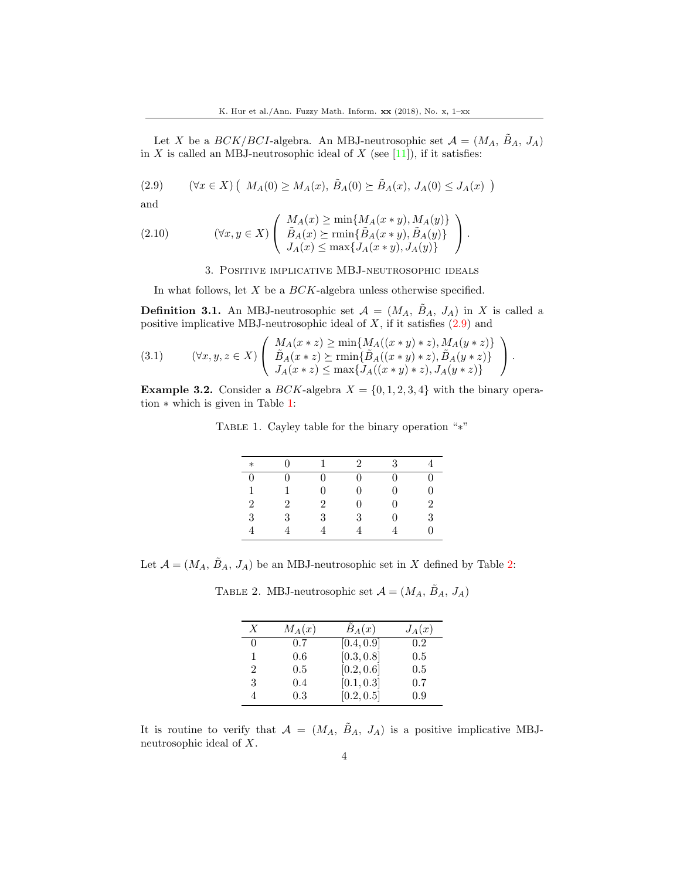Let $X$ be a $BCK/BCI$-algebra. An MBJ-neutrosophic set $\mathcal{A} = (M_A, \tilde{B}_A, J_A)$ in $X$ is called an MBJ-neutrosophic ideal of $X$ (see [11]), if it satisfies:

$$(\forall x \in X)\left( M_A(0) \geq M_A(x),\ \tilde{B}_A(0) \succeq \tilde{B}_A(x),\ J_A(0) \leq J_A(x) \right) \tag{2.9}$$

and

$$(\forall x, y \in X)\left( \begin{array}{l} M_A(x) \geq \min\{M_A(x * y), M_A(y)\} \\ \tilde{B}_A(x) \succeq \mathrm{rmin}\{\tilde{B}_A(x * y), \tilde{B}_A(y)\} \\ J_A(x) \leq \max\{J_A(x * y), J_A(y)\} \end{array} \right). \tag{2.10}$$

## 3. Positive implicative MBJ-neutrosophic ideals

In what follows, let $X$ be a $BCK$-algebra unless otherwise specified.

**Definition 3.1.** An MBJ-neutrosophic set $\mathcal{A} = (M_A, \tilde{B}_A, J_A)$ in $X$ is called a positive implicative MBJ-neutrosophic ideal of $X$, if it satisfies (2.9) and

$$(\forall x, y, z \in X)\left( \begin{array}{l} M_A(x * z) \geq \min\{M_A((x * y) * z), M_A(y * z)\} \\ \tilde{B}_A(x * z) \succeq \mathrm{rmin}\{\tilde{B}_A((x * y) * z), \tilde{B}_A(y * z)\} \\ J_A(x * z) \leq \max\{J_A((x * y) * z), J_A(y * z)\} \end{array} \right). \tag{3.1}$$

**Example 3.2.** Consider a $BCK$-algebra $X = \{0, 1, 2, 3, 4\}$ with the binary operation $*$ which is given in Table 1:

Table 1. Cayley table for the binary operation "$*$"

| $*$ | 0 | 1 | 2 | 3 | 4 |
|---|---|---|---|---|---|
| 0 | 0 | 0 | 0 | 0 | 0 |
| 1 | 1 | 0 | 0 | 0 | 0 |
| 2 | 2 | 2 | 0 | 0 | 2 |
| 3 | 3 | 3 | 3 | 0 | 3 |
| 4 | 4 | 4 | 4 | 4 | 0 |

Let $\mathcal{A} = (M_A, \tilde{B}_A, J_A)$ be an MBJ-neutrosophic set in $X$ defined by Table 2:

Table 2. MBJ-neutrosophic set $\mathcal{A} = (M_A, \tilde{B}_A, J_A)$

| $X$ | $M_A(x)$ | $\tilde{B}_A(x)$ | $J_A(x)$ |
|---|---|---|---|
| 0 | 0.7 | $[0.4, 0.9]$ | 0.2 |
| 1 | 0.6 | $[0.3, 0.8]$ | 0.5 |
| 2 | 0.5 | $[0.2, 0.6]$ | 0.5 |
| 3 | 0.4 | $[0.1, 0.3]$ | 0.7 |
| 4 | 0.3 | $[0.2, 0.5]$ | 0.9 |

It is routine to verify that $\mathcal{A} = (M_A, \tilde{B}_A, J_A)$ is a positive implicative MBJ-neutrosophic ideal of $X$.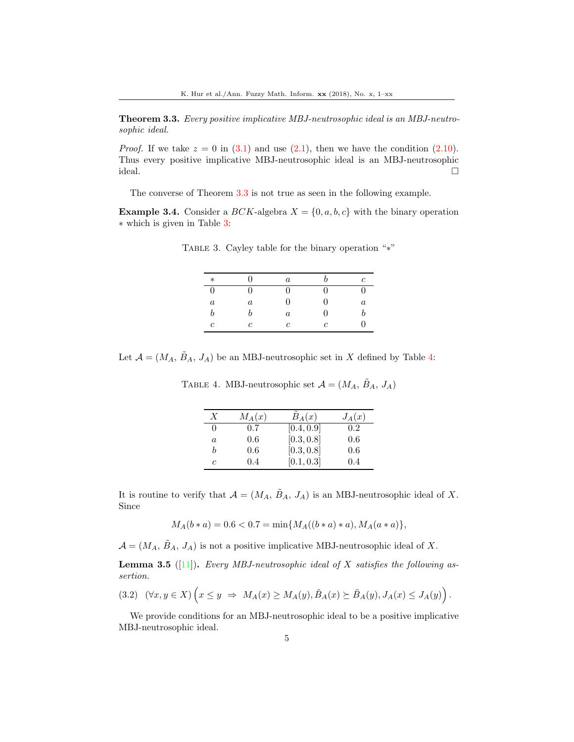**Theorem 3.3.** *Every positive implicative MBJ-neutrosophic ideal is an MBJ-neutrosophic ideal.*

*Proof.* If we take $z = 0$ in (3.1) and use (2.1), then we have the condition (2.10). Thus every positive implicative MBJ-neutrosophic ideal is an MBJ-neutrosophic ideal. □

The converse of Theorem 3.3 is not true as seen in the following example.

**Example 3.4.** Consider a $BCK$-algebra $X = \{0, a, b, c\}$ with the binary operation $*$ which is given in Table 3:

Table 3. Cayley table for the binary operation "$*$"

| $*$ | $0$ | $a$ | $b$ | $c$ |
|---|---|---|---|---|
| $0$ | $0$ | $0$ | $0$ | $0$ |
| $a$ | $a$ | $0$ | $0$ | $a$ |
| $b$ | $b$ | $a$ | $0$ | $b$ |
| $c$ | $c$ | $c$ | $c$ | $0$ |

Let $\mathcal{A} = (M_A, \tilde{B}_A, J_A)$ be an MBJ-neutrosophic set in $X$ defined by Table 4:

Table 4. MBJ-neutrosophic set $\mathcal{A} = (M_A, \tilde{B}_A, J_A)$

| $X$ | $M_A(x)$ | $\tilde{B}_A(x)$ | $J_A(x)$ |
|---|---|---|---|
| $0$ | $0.7$ | $[0.4, 0.9]$ | $0.2$ |
| $a$ | $0.6$ | $[0.3, 0.8]$ | $0.6$ |
| $b$ | $0.6$ | $[0.3, 0.8]$ | $0.6$ |
| $c$ | $0.4$ | $[0.1, 0.3]$ | $0.4$ |

It is routine to verify that $\mathcal{A} = (M_A, \tilde{B}_A, J_A)$ is an MBJ-neutrosophic ideal of $X$. Since

$$M_A(b * a) = 0.6 < 0.7 = \min\{M_A((b * a) * a), M_A(a * a)\},$$

$\mathcal{A} = (M_A, \tilde{B}_A, J_A)$ is not a positive implicative MBJ-neutrosophic ideal of $X$.

**Lemma 3.5** ([11])**.** *Every MBJ-neutrosophic ideal of $X$ satisfies the following assertion.*

$$(3.2) \quad (\forall x, y \in X) \left( x \leq y \ \Rightarrow \ M_A(x) \geq M_A(y), \tilde{B}_A(x) \succeq \tilde{B}_A(y), J_A(x) \leq J_A(y) \right).$$

We provide conditions for an MBJ-neutrosophic ideal to be a positive implicative MBJ-neutrosophic ideal.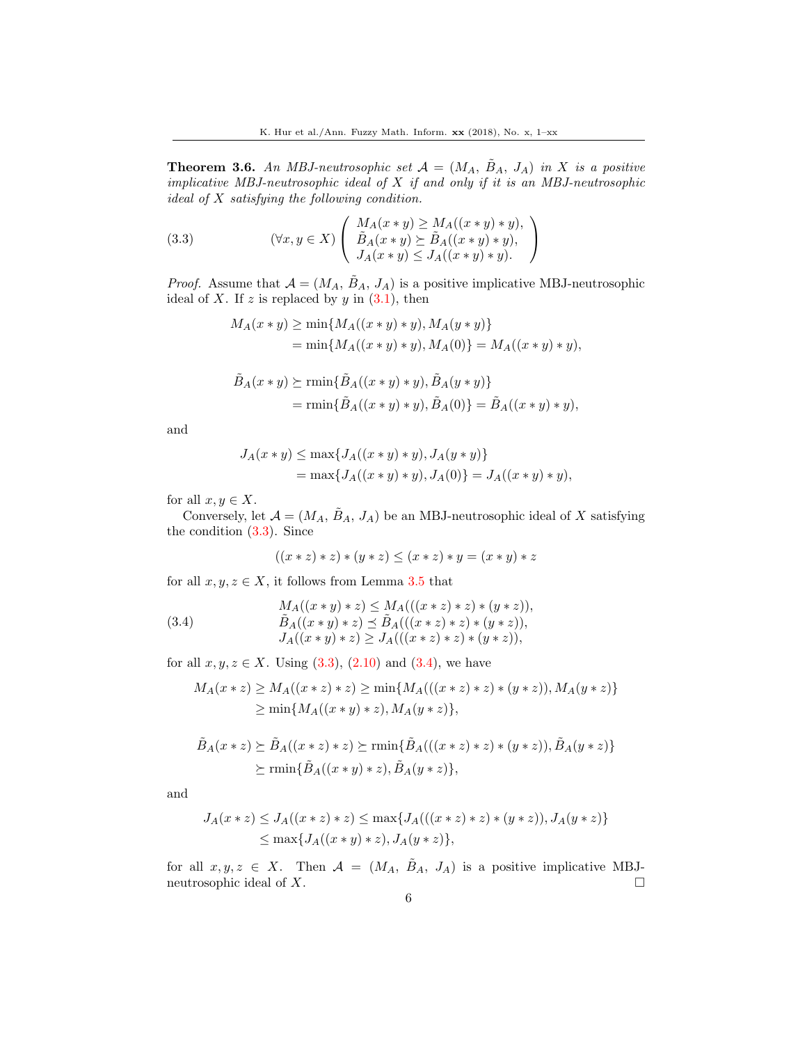**Theorem 3.6.** *An MBJ-neutrosophic set $\mathcal{A} = (M_A,\ \tilde{B}_A,\ J_A)$ in $X$ is a positive implicative MBJ-neutrosophic ideal of $X$ if and only if it is an MBJ-neutrosophic ideal of $X$ satisfying the following condition.*

$$(\forall x, y \in X) \left( \begin{array}{l} M_A(x * y) \geq M_A((x * y) * y), \\ \tilde{B}_A(x * y) \succeq \tilde{B}_A((x * y) * y), \\ J_A(x * y) \leq J_A((x * y) * y). \end{array} \right) \tag{3.3}$$

*Proof.* Assume that $\mathcal{A} = (M_A,\ \tilde{B}_A,\ J_A)$ is a positive implicative MBJ-neutrosophic ideal of $X$. If $z$ is replaced by $y$ in (3.1), then

$$\begin{aligned} M_A(x * y) &\geq \min\{M_A((x * y) * y), M_A(y * y)\} \\ &= \min\{M_A((x * y) * y), M_A(0)\} = M_A((x * y) * y), \end{aligned}$$

$$\begin{aligned} \tilde{B}_A(x * y) &\succeq \text{rmin}\{\tilde{B}_A((x * y) * y), \tilde{B}_A(y * y)\} \\ &= \text{rmin}\{\tilde{B}_A((x * y) * y), \tilde{B}_A(0)\} = \tilde{B}_A((x * y) * y), \end{aligned}$$

and

$$\begin{aligned} J_A(x * y) &\leq \max\{J_A((x * y) * y), J_A(y * y)\} \\ &= \max\{J_A((x * y) * y), J_A(0)\} = J_A((x * y) * y), \end{aligned}$$

for all $x, y \in X$.

Conversely, let $\mathcal{A} = (M_A,\ \tilde{B}_A,\ J_A)$ be an MBJ-neutrosophic ideal of $X$ satisfying the condition (3.3). Since

$$((x * z) * z) * (y * z) \leq (x * z) * y = (x * y) * z$$

for all $x, y, z \in X$, it follows from Lemma 3.5 that

$$\begin{array}{l} M_A((x * y) * z) \leq M_A(((x * z) * z) * (y * z)), \\ \tilde{B}_A((x * y) * z) \preceq \tilde{B}_A(((x * z) * z) * (y * z)), \\ J_A((x * y) * z) \geq J_A(((x * z) * z) * (y * z)), \end{array} \tag{3.4}$$

for all $x, y, z \in X$. Using (3.3), (2.10) and (3.4), we have

$$\begin{aligned} M_A(x * z) &\geq M_A((x * z) * z) \geq \min\{M_A(((x * z) * z) * (y * z)), M_A(y * z)\} \\ &\geq \min\{M_A((x * y) * z), M_A(y * z)\}, \end{aligned}$$

$$\begin{aligned} \tilde{B}_A(x * z) &\succeq \tilde{B}_A((x * z) * z) \succeq \text{rmin}\{\tilde{B}_A(((x * z) * z) * (y * z)), \tilde{B}_A(y * z)\} \\ &\succeq \text{rmin}\{\tilde{B}_A((x * y) * z), \tilde{B}_A(y * z)\}, \end{aligned}$$

and

$$\begin{aligned} J_A(x * z) &\leq J_A((x * z) * z) \leq \max\{J_A(((x * z) * z) * (y * z)), J_A(y * z)\} \\ &\leq \max\{J_A((x * y) * z), J_A(y * z)\}, \end{aligned}$$

for all $x, y, z \in X$. Then $\mathcal{A} = (M_A,\ \tilde{B}_A,\ J_A)$ is a positive implicative MBJ-neutrosophic ideal of $X$. □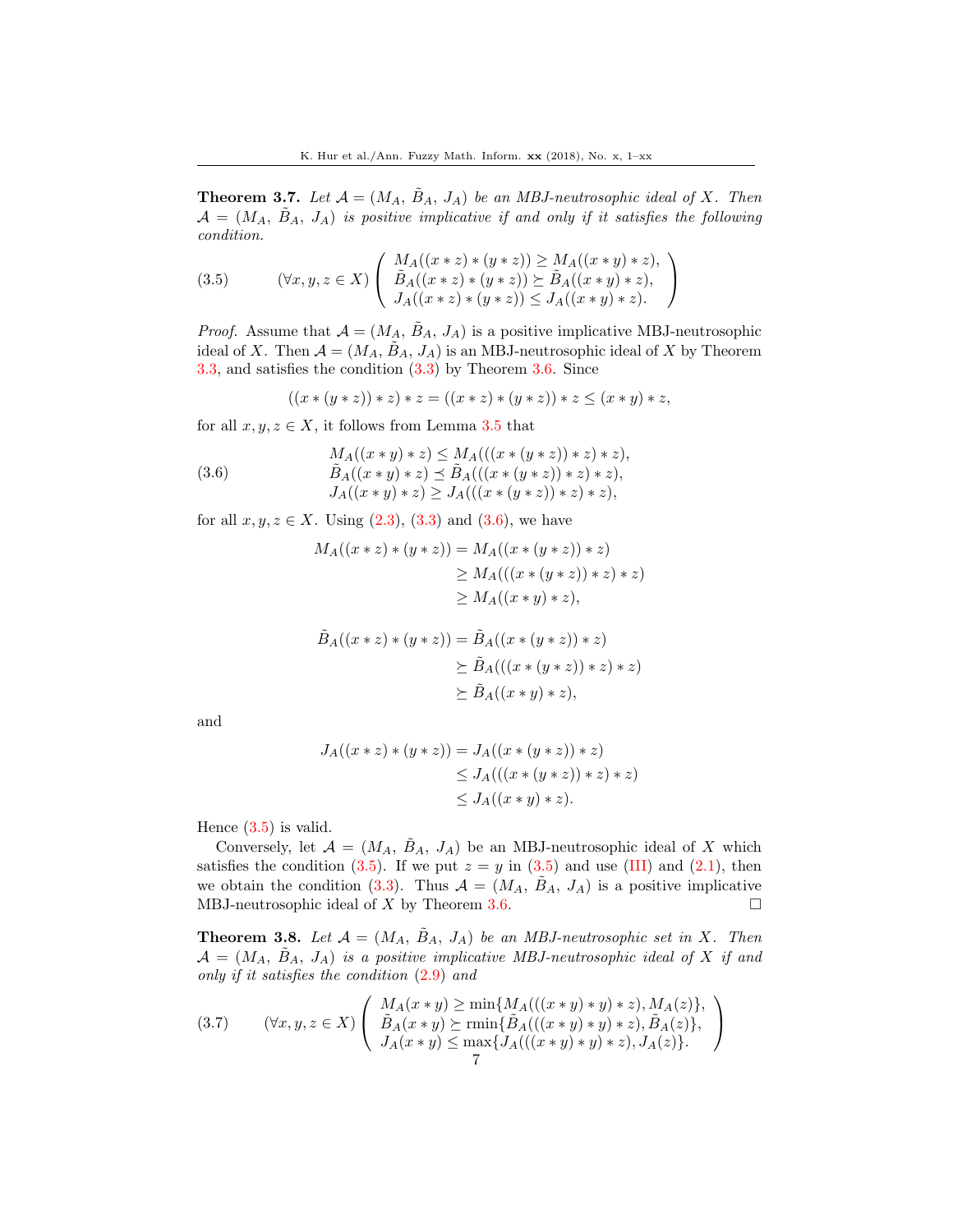**Theorem 3.7.** *Let $\mathcal{A} = (M_A, \tilde{B}_A, J_A)$ be an MBJ-neutrosophic ideal of $X$. Then $\mathcal{A} = (M_A, \tilde{B}_A, J_A)$ is positive implicative if and only if it satisfies the following condition.*

$$(3.5) \qquad (\forall x, y, z \in X) \left( \begin{array}{l} M_A((x*z)*(y*z)) \geq M_A((x*y)*z), \\ \tilde{B}_A((x*z)*(y*z)) \succeq \tilde{B}_A((x*y)*z), \\ J_A((x*z)*(y*z)) \leq J_A((x*y)*z). \end{array} \right)$$

*Proof.* Assume that $\mathcal{A} = (M_A, \tilde{B}_A, J_A)$ is a positive implicative MBJ-neutrosophic ideal of $X$. Then $\mathcal{A} = (M_A, \tilde{B}_A, J_A)$ is an MBJ-neutrosophic ideal of $X$ by Theorem 3.3, and satisfies the condition (3.3) by Theorem 3.6. Since

$$((x*(y*z))*z)*z = ((x*z)*(y*z))*z \leq (x*y)*z,$$

for all $x, y, z \in X$, it follows from Lemma 3.5 that

$$(3.6) \qquad \begin{array}{l} M_A((x*y)*z) \leq M_A(((x*(y*z))*z)*z), \\ \tilde{B}_A((x*y)*z) \preceq \tilde{B}_A(((x*(y*z))*z)*z), \\ J_A((x*y)*z) \geq J_A(((x*(y*z))*z)*z), \end{array}$$

for all $x, y, z \in X$. Using (2.3), (3.3) and (3.6), we have

$$\begin{aligned} M_A((x*z)*(y*z)) &= M_A((x*(y*z))*z) \\ &\geq M_A(((x*(y*z))*z)*z) \\ &\geq M_A((x*y)*z), \end{aligned}$$

$$\begin{aligned} \tilde{B}_A((x*z)*(y*z)) &= \tilde{B}_A((x*(y*z))*z) \\ &\succeq \tilde{B}_A(((x*(y*z))*z)*z) \\ &\succeq \tilde{B}_A((x*y)*z), \end{aligned}$$

and

$$\begin{aligned} J_A((x*z)*(y*z)) &= J_A((x*(y*z))*z) \\ &\leq J_A(((x*(y*z))*z)*z) \\ &\leq J_A((x*y)*z). \end{aligned}$$

Hence (3.5) is valid.

Conversely, let $\mathcal{A} = (M_A, \tilde{B}_A, J_A)$ be an MBJ-neutrosophic ideal of $X$ which satisfies the condition (3.5). If we put $z = y$ in (3.5) and use (III) and (2.1), then we obtain the condition (3.3). Thus $\mathcal{A} = (M_A, \tilde{B}_A, J_A)$ is a positive implicative MBJ-neutrosophic ideal of $X$ by Theorem 3.6. $\square$

**Theorem 3.8.** *Let $\mathcal{A} = (M_A, \tilde{B}_A, J_A)$ be an MBJ-neutrosophic set in $X$. Then $\mathcal{A} = (M_A, \tilde{B}_A, J_A)$ is a positive implicative MBJ-neutrosophic ideal of $X$ if and only if it satisfies the condition (2.9) and*

$$(3.7) \qquad (\forall x, y, z \in X) \left( \begin{array}{l} M_A(x*y) \geq \min\{M_A(((x*y)*y)*z), M_A(z)\}, \\ \tilde{B}_A(x*y) \succeq \text{rmin}\{\tilde{B}_A(((x*y)*y)*z), \tilde{B}_A(z)\}, \\ J_A(x*y) \leq \max\{J_A(((x*y)*y)*z), J_A(z)\}. \end{array} \right)$$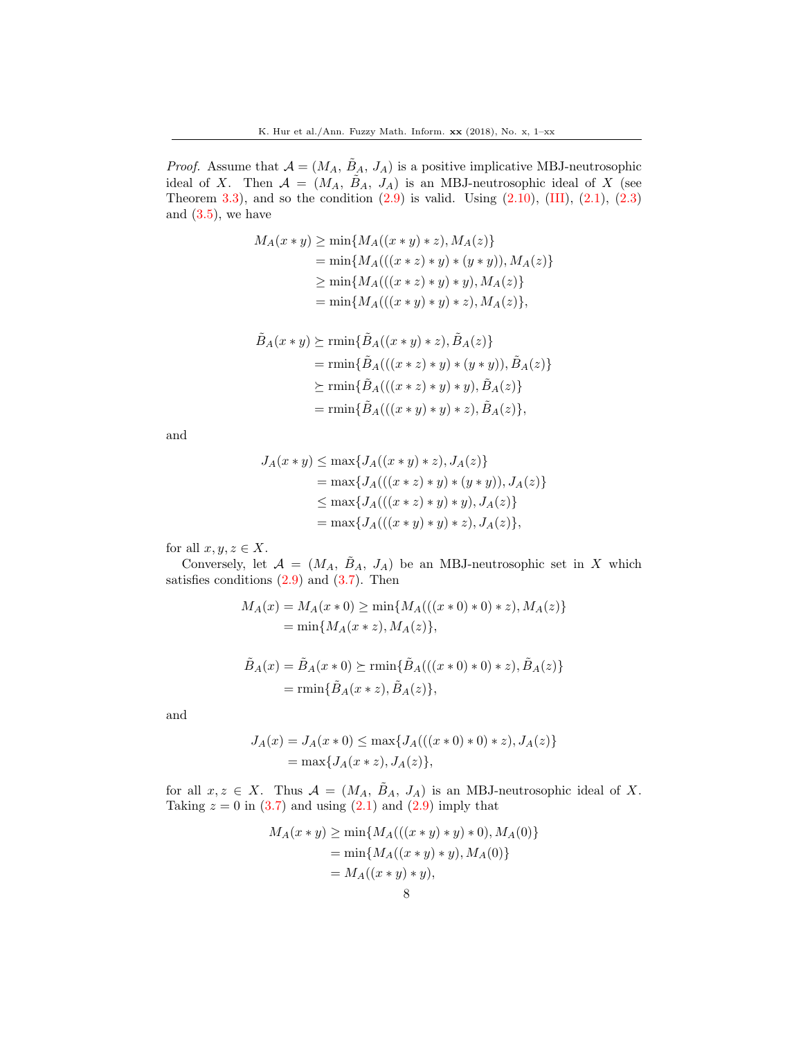*Proof.* Assume that $\mathcal{A} = (M_A,\ \tilde{B}_A,\ J_A)$ is a positive implicative MBJ-neutrosophic ideal of $X$. Then $\mathcal{A} = (M_A,\ \tilde{B}_A,\ J_A)$ is an MBJ-neutrosophic ideal of $X$ (see Theorem 3.3), and so the condition (2.9) is valid. Using (2.10), (III), (2.1), (2.3) and (3.5), we have

$$
\begin{aligned}
M_A(x*y) &\geq \min\{M_A((x*y)*z), M_A(z)\} \\
&= \min\{M_A(((x*z)*y)*(y*y)), M_A(z)\} \\
&\geq \min\{M_A(((x*z)*y)*y), M_A(z)\} \\
&= \min\{M_A(((x*y)*y)*z), M_A(z)\},
\end{aligned}
$$

$$
\begin{aligned}
\tilde{B}_A(x*y) &\succeq \text{rmin}\{\tilde{B}_A((x*y)*z), \tilde{B}_A(z)\} \\
&= \text{rmin}\{\tilde{B}_A(((x*z)*y)*(y*y)), \tilde{B}_A(z)\} \\
&\succeq \text{rmin}\{\tilde{B}_A(((x*z)*y)*y), \tilde{B}_A(z)\} \\
&= \text{rmin}\{\tilde{B}_A(((x*y)*y)*z), \tilde{B}_A(z)\},
\end{aligned}
$$

and

$$
\begin{aligned}
J_A(x*y) &\leq \max\{J_A((x*y)*z), J_A(z)\} \\
&= \max\{J_A(((x*z)*y)*(y*y)), J_A(z)\} \\
&\leq \max\{J_A(((x*z)*y)*y), J_A(z)\} \\
&= \max\{J_A(((x*y)*y)*z), J_A(z)\},
\end{aligned}
$$

for all $x, y, z \in X$.

Conversely, let $\mathcal{A} = (M_A,\ \tilde{B}_A,\ J_A)$ be an MBJ-neutrosophic set in $X$ which satisfies conditions (2.9) and (3.7). Then

$$
\begin{aligned}
M_A(x) = M_A(x*0) &\geq \min\{M_A(((x*0)*0)*z), M_A(z)\} \\
&= \min\{M_A(x*z), M_A(z)\},
\end{aligned}
$$

$$
\begin{aligned}
\tilde{B}_A(x) = \tilde{B}_A(x*0) &\succeq \text{rmin}\{\tilde{B}_A(((x*0)*0)*z), \tilde{B}_A(z)\} \\
&= \text{rmin}\{\tilde{B}_A(x*z), \tilde{B}_A(z)\},
\end{aligned}
$$

and

$$
\begin{aligned}
J_A(x) = J_A(x*0) &\leq \max\{J_A(((x*0)*0)*z), J_A(z)\} \\
&= \max\{J_A(x*z), J_A(z)\},
\end{aligned}
$$

for all $x, z \in X$. Thus $\mathcal{A} = (M_A,\ \tilde{B}_A,\ J_A)$ is an MBJ-neutrosophic ideal of $X$. Taking $z = 0$ in (3.7) and using (2.1) and (2.9) imply that

$$
\begin{aligned}
M_A(x*y) &\geq \min\{M_A(((x*y)*y)*0), M_A(0)\} \\
&= \min\{M_A((x*y)*y), M_A(0)\} \\
&= M_A((x*y)*y),
\end{aligned}
$$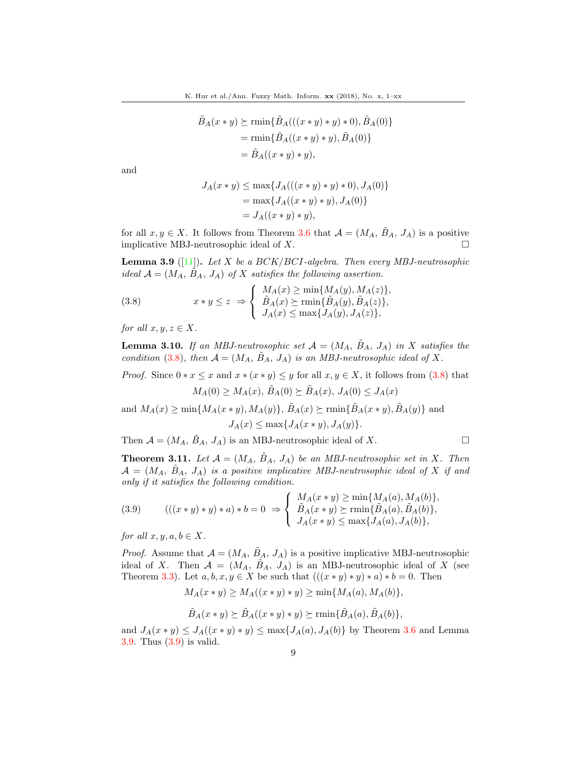$$
\begin{aligned}
\tilde{B}_A(x*y) &\succeq \operatorname{rmin}\{\tilde{B}_A(((x*y)*y)*0), \tilde{B}_A(0)\} \\
&= \operatorname{rmin}\{\tilde{B}_A((x*y)*y), \tilde{B}_A(0)\} \\
&= \tilde{B}_A((x*y)*y),
\end{aligned}
$$

and

$$
\begin{aligned}
J_A(x*y) &\leq \max\{J_A(((x*y)*y)*0), J_A(0)\} \\
&= \max\{J_A((x*y)*y), J_A(0)\} \\
&= J_A((x*y)*y),
\end{aligned}
$$

for all $x, y \in X$. It follows from Theorem 3.6 that $\mathcal{A} = (M_A, \tilde{B}_A, J_A)$ is a positive implicative MBJ-neutrosophic ideal of $X$. □

**Lemma 3.9** ([11]). *Let $X$ be a BCK/BCI-algebra. Then every MBJ-neutrosophic ideal $\mathcal{A} = (M_A, \tilde{B}_A, J_A)$ of $X$ satisfies the following assertion.*

$$
(3.8) \qquad x*y \leq z \;\Rightarrow \left\{ \begin{array}{l} M_A(x) \geq \min\{M_A(y), M_A(z)\}, \\ \tilde{B}_A(x) \succeq \operatorname{rmin}\{\tilde{B}_A(y), \tilde{B}_A(z)\}, \\ J_A(x) \leq \max\{J_A(y), J_A(z)\}, \end{array} \right.
$$

*for all $x, y, z \in X$.*

**Lemma 3.10.** *If an MBJ-neutrosophic set $\mathcal{A} = (M_A, \tilde{B}_A, J_A)$ in $X$ satisfies the condition (3.8), then $\mathcal{A} = (M_A, \tilde{B}_A, J_A)$ is an MBJ-neutrosophic ideal of $X$.*

*Proof.* Since $0*x \leq x$ and $x*(x*y) \leq y$ for all $x, y \in X$, it follows from (3.8) that

$$
M_A(0) \geq M_A(x),\; \tilde{B}_A(0) \succeq \tilde{B}_A(x),\; J_A(0) \leq J_A(x)
$$

and $M_A(x) \geq \min\{M_A(x*y), M_A(y)\}$, $\tilde{B}_A(x) \succeq \operatorname{rmin}\{\tilde{B}_A(x*y), \tilde{B}_A(y)\}$ and

$$
J_A(x) \leq \max\{J_A(x*y), J_A(y)\}.
$$

Then $\mathcal{A} = (M_A, \tilde{B}_A, J_A)$ is an MBJ-neutrosophic ideal of $X$. □

**Theorem 3.11.** *Let $\mathcal{A} = (M_A, \tilde{B}_A, J_A)$ be an MBJ-neutrosophic set in $X$. Then $\mathcal{A} = (M_A, \tilde{B}_A, J_A)$ is a positive implicative MBJ-neutrosophic ideal of $X$ if and only if it satisfies the following condition.*

$$
(3.9) \qquad (((x*y)*y)*a)*b = 0 \;\Rightarrow \left\{ \begin{array}{l} M_A(x*y) \geq \min\{M_A(a), M_A(b)\}, \\ \tilde{B}_A(x*y) \succeq \operatorname{rmin}\{\tilde{B}_A(a), \tilde{B}_A(b)\}, \\ J_A(x*y) \leq \max\{J_A(a), J_A(b)\}, \end{array} \right.
$$

*for all $x, y, a, b \in X$.*

*Proof.* Assume that $\mathcal{A} = (M_A, \tilde{B}_A, J_A)$ is a positive implicative MBJ-neutrosophic ideal of $X$. Then $\mathcal{A} = (M_A, \tilde{B}_A, J_A)$ is an MBJ-neutrosophic ideal of $X$ (see Theorem 3.3). Let $a, b, x, y \in X$ be such that $(((x*y)*y)*a)*b = 0$. Then

$$
M_A(x*y) \geq M_A((x*y)*y) \geq \min\{M_A(a), M_A(b)\},
$$

$$
\tilde{B}_A(x*y) \succeq \tilde{B}_A((x*y)*y) \succeq \operatorname{rmin}\{\tilde{B}_A(a), \tilde{B}_A(b)\},
$$

and $J_A(x*y) \leq J_A((x*y)*y) \leq \max\{J_A(a), J_A(b)\}$ by Theorem 3.6 and Lemma 3.9. Thus (3.9) is valid.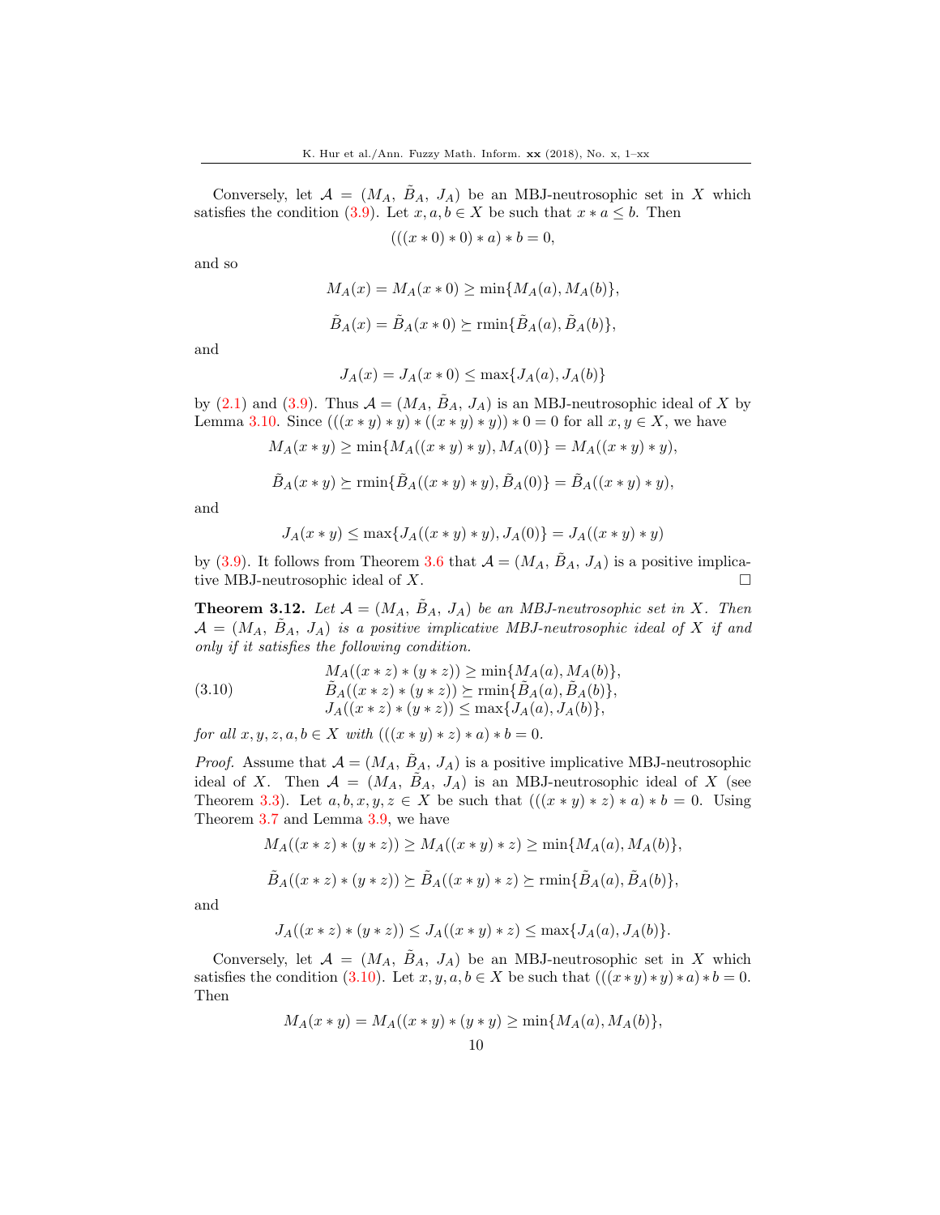Conversely, let $\mathcal{A} = (M_A,\ \tilde{B}_A,\ J_A)$ be an MBJ-neutrosophic set in $X$ which satisfies the condition (3.9). Let $x, a, b \in X$ be such that $x * a \leq b$. Then

$$(((x * 0) * 0) * a) * b = 0,$$

and so

$$M_A(x) = M_A(x * 0) \geq \min\{M_A(a), M_A(b)\},$$

$$\tilde{B}_A(x) = \tilde{B}_A(x * 0) \succeq \text{rmin}\{\tilde{B}_A(a), \tilde{B}_A(b)\},$$

and

$$J_A(x) = J_A(x * 0) \leq \max\{J_A(a), J_A(b)\}$$

by (2.1) and (3.9). Thus $\mathcal{A} = (M_A,\ \tilde{B}_A,\ J_A)$ is an MBJ-neutrosophic ideal of $X$ by Lemma 3.10. Since $(((x * y) * y) * ((x * y) * y)) * 0 = 0$ for all $x, y \in X$, we have

$$M_A(x * y) \geq \min\{M_A((x * y) * y), M_A(0)\} = M_A((x * y) * y),$$

$$\tilde{B}_A(x * y) \succeq \text{rmin}\{\tilde{B}_A((x * y) * y), \tilde{B}_A(0)\} = \tilde{B}_A((x * y) * y),$$

and

$$J_A(x * y) \leq \max\{J_A((x * y) * y), J_A(0)\} = J_A((x * y) * y)$$

by (3.9). It follows from Theorem 3.6 that $\mathcal{A} = (M_A,\ \tilde{B}_A,\ J_A)$ is a positive implicative MBJ-neutrosophic ideal of $X$. $\square$

**Theorem 3.12.** *Let $\mathcal{A} = (M_A,\ \tilde{B}_A,\ J_A)$ be an MBJ-neutrosophic set in $X$. Then $\mathcal{A} = (M_A,\ \tilde{B}_A,\ J_A)$ is a positive implicative MBJ-neutrosophic ideal of $X$ if and only if it satisfies the following condition.*

$$\begin{array}{l} M_A((x * z) * (y * z)) \geq \min\{M_A(a), M_A(b)\}, \\ \tilde{B}_A((x * z) * (y * z)) \succeq \text{rmin}\{\tilde{B}_A(a), \tilde{B}_A(b)\}, \\ J_A((x * z) * (y * z)) \leq \max\{J_A(a), J_A(b)\}, \end{array} \tag{3.10}$$

*for all $x, y, z, a, b \in X$ with $(((x * y) * z) * a) * b = 0$.*

*Proof.* Assume that $\mathcal{A} = (M_A,\ \tilde{B}_A,\ J_A)$ is a positive implicative MBJ-neutrosophic ideal of $X$. Then $\mathcal{A} = (M_A,\ \tilde{B}_A,\ J_A)$ is an MBJ-neutrosophic ideal of $X$ (see Theorem 3.3). Let $a, b, x, y, z \in X$ be such that $(((x * y) * z) * a) * b = 0$. Using Theorem 3.7 and Lemma 3.9, we have

$$M_A((x * z) * (y * z)) \geq M_A((x * y) * z) \geq \min\{M_A(a), M_A(b)\},$$

$$\tilde{B}_A((x * z) * (y * z)) \succeq \tilde{B}_A((x * y) * z) \succeq \text{rmin}\{\tilde{B}_A(a), \tilde{B}_A(b)\},$$

and

$$J_A((x * z) * (y * z)) \leq J_A((x * y) * z) \leq \max\{J_A(a), J_A(b)\}.$$

Conversely, let $\mathcal{A} = (M_A,\ \tilde{B}_A,\ J_A)$ be an MBJ-neutrosophic set in $X$ which satisfies the condition (3.10). Let $x, y, a, b \in X$ be such that $(((x * y) * y) * a) * b = 0$. Then

$$M_A(x * y) = M_A((x * y) * (y * y) \geq \min\{M_A(a), M_A(b)\},$$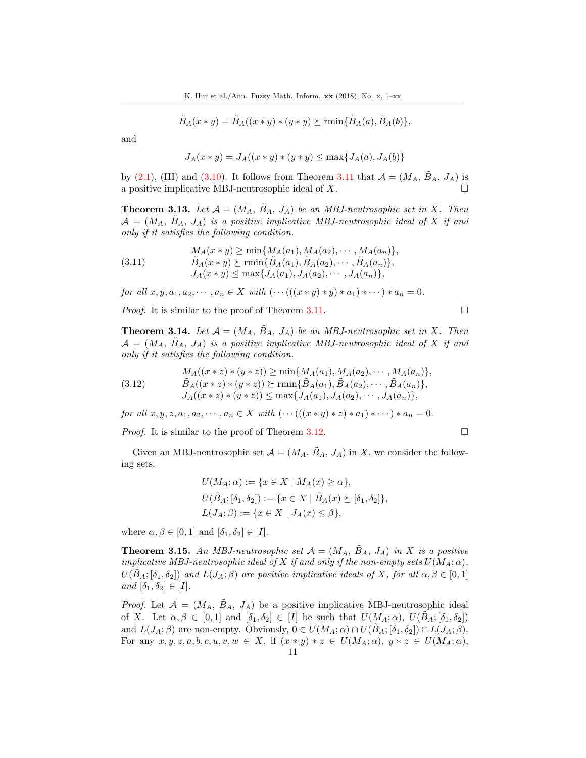$$\tilde{B}_A(x * y) = \tilde{B}_A((x * y) * (y * y) \succeq \operatorname{rmin}\{\tilde{B}_A(a), \tilde{B}_A(b)\},$$

and

$$J_A(x * y) = J_A((x * y) * (y * y) \leq \max\{J_A(a), J_A(b)\}$$

by (2.1), (III) and (3.10). It follows from Theorem 3.11 that $\mathcal{A} = (M_A,\ \tilde{B}_A,\ J_A)$ is a positive implicative MBJ-neutrosophic ideal of $X$. □

**Theorem 3.13.** *Let $\mathcal{A} = (M_A,\ \tilde{B}_A,\ J_A)$ be an MBJ-neutrosophic set in $X$. Then $\mathcal{A} = (M_A,\ \tilde{B}_A,\ J_A)$ is a positive implicative MBJ-neutrosophic ideal of $X$ if and only if it satisfies the following condition.*

$$\begin{aligned} M_A(x * y) &\geq \min\{M_A(a_1), M_A(a_2), \cdots, M_A(a_n)\}, \\ \tilde{B}_A(x * y) &\succeq \operatorname{rmin}\{\tilde{B}_A(a_1), \tilde{B}_A(a_2), \cdots, \tilde{B}_A(a_n)\}, \\ J_A(x * y) &\leq \max\{J_A(a_1), J_A(a_2), \cdots, J_A(a_n)\}, \end{aligned} \tag{3.11}$$

*for all $x, y, a_1, a_2, \cdots, a_n \in X$ with $(\cdots(((x * y) * y) * a_1) * \cdots) * a_n = 0$.*

*Proof.* It is similar to the proof of Theorem 3.11. □

**Theorem 3.14.** *Let $\mathcal{A} = (M_A,\ \tilde{B}_A,\ J_A)$ be an MBJ-neutrosophic set in $X$. Then $\mathcal{A} = (M_A,\ \tilde{B}_A,\ J_A)$ is a positive implicative MBJ-neutrosophic ideal of $X$ if and only if it satisfies the following condition.*

$$\begin{aligned} M_A((x * z) * (y * z)) &\geq \min\{M_A(a_1), M_A(a_2), \cdots, M_A(a_n)\}, \\ \tilde{B}_A((x * z) * (y * z)) &\succeq \operatorname{rmin}\{\tilde{B}_A(a_1), \tilde{B}_A(a_2), \cdots, \tilde{B}_A(a_n)\}, \\ J_A((x * z) * (y * z)) &\leq \max\{J_A(a_1), J_A(a_2), \cdots, J_A(a_n)\}, \end{aligned} \tag{3.12}$$

*for all $x, y, z, a_1, a_2, \cdots, a_n \in X$ with $(\cdots(((x * y) * z) * a_1) * \cdots) * a_n = 0$.*

*Proof.* It is similar to the proof of Theorem 3.12. □

Given an MBJ-neutrosophic set $\mathcal{A} = (M_A,\ \tilde{B}_A,\ J_A)$ in $X$, we consider the following sets.

$$\begin{aligned} U(M_A; \alpha) &:= \{x \in X \mid M_A(x) \geq \alpha\}, \\ U(\tilde{B}_A; [\delta_1, \delta_2]) &:= \{x \in X \mid \tilde{B}_A(x) \succeq [\delta_1, \delta_2]\}, \\ L(J_A; \beta) &:= \{x \in X \mid J_A(x) \leq \beta\}, \end{aligned}$$

where $\alpha, \beta \in [0, 1]$ and $[\delta_1, \delta_2] \in [I]$.

**Theorem 3.15.** *An MBJ-neutrosophic set $\mathcal{A} = (M_A,\ \tilde{B}_A,\ J_A)$ in $X$ is a positive implicative MBJ-neutrosophic ideal of $X$ if and only if the non-empty sets $U(M_A; \alpha)$, $U(\tilde{B}_A; [\delta_1, \delta_2])$ and $L(J_A; \beta)$ are positive implicative ideals of $X$, for all $\alpha, \beta \in [0, 1]$ and $[\delta_1, \delta_2] \in [I]$.*

*Proof.* Let $\mathcal{A} = (M_A,\ \tilde{B}_A,\ J_A)$ be a positive implicative MBJ-neutrosophic ideal of $X$. Let $\alpha, \beta \in [0, 1]$ and $[\delta_1, \delta_2] \in [I]$ be such that $U(M_A; \alpha)$, $U(\tilde{B}_A; [\delta_1, \delta_2])$ and $L(J_A; \beta)$ are non-empty. Obviously, $0 \in U(M_A; \alpha) \cap U(\tilde{B}_A; [\delta_1, \delta_2]) \cap L(J_A; \beta)$. For any $x, y, z, a, b, c, u, v, w \in X$, if $(x * y) * z \in U(M_A; \alpha)$, $y * z \in U(M_A; \alpha)$,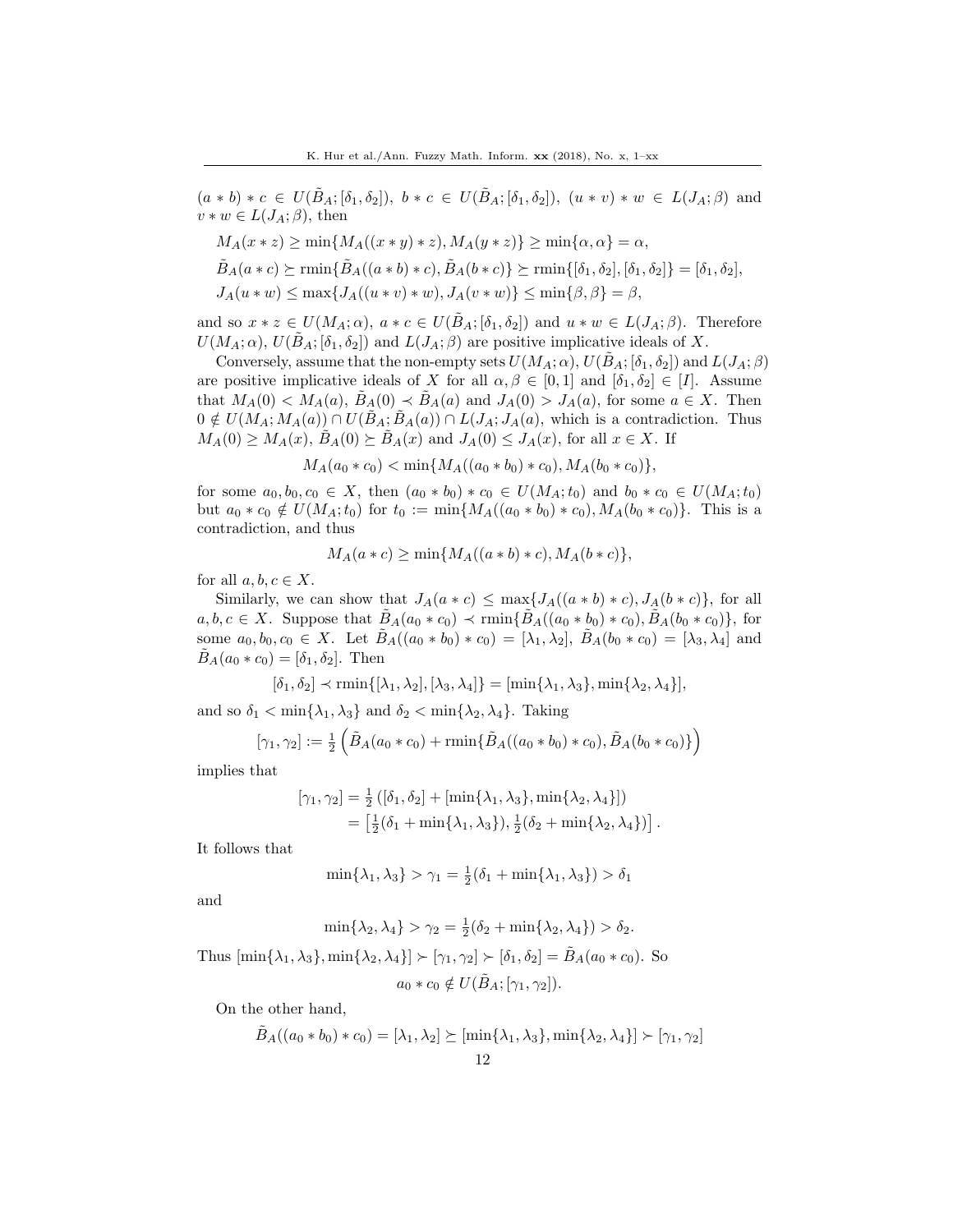$(a * b) * c \in U(\tilde{B}_A; [\delta_1, \delta_2])$, $b * c \in U(\tilde{B}_A; [\delta_1, \delta_2])$, $(u * v) * w \in L(J_A; \beta)$ and $v * w \in L(J_A; \beta)$, then

$$M_A(x * z) \geq \min\{M_A((x * y) * z), M_A(y * z)\} \geq \min\{\alpha, \alpha\} = \alpha,$$

$$\tilde{B}_A(a * c) \succeq \text{rmin}\{\tilde{B}_A((a * b) * c), \tilde{B}_A(b * c)\} \succeq \text{rmin}\{[\delta_1, \delta_2], [\delta_1, \delta_2]\} = [\delta_1, \delta_2],$$

$$J_A(u * w) \leq \max\{J_A((u * v) * w), J_A(v * w)\} \leq \min\{\beta, \beta\} = \beta,$$

and so $x * z \in U(M_A; \alpha)$, $a * c \in U(\tilde{B}_A; [\delta_1, \delta_2])$ and $u * w \in L(J_A; \beta)$. Therefore $U(M_A; \alpha)$, $U(\tilde{B}_A; [\delta_1, \delta_2])$ and $L(J_A; \beta)$ are positive implicative ideals of $X$.

Conversely, assume that the non-empty sets $U(M_A; \alpha)$, $U(\tilde{B}_A; [\delta_1, \delta_2])$ and $L(J_A; \beta)$ are positive implicative ideals of $X$ for all $\alpha, \beta \in [0, 1]$ and $[\delta_1, \delta_2] \in [I]$. Assume that $M_A(0) < M_A(a)$, $\tilde{B}_A(0) \prec \tilde{B}_A(a)$ and $J_A(0) > J_A(a)$, for some $a \in X$. Then $0 \notin U(M_A; M_A(a)) \cap U(\tilde{B}_A; \tilde{B}_A(a)) \cap L(J_A; J_A(a)$, which is a contradiction. Thus $M_A(0) \geq M_A(x)$, $\tilde{B}_A(0) \succeq \tilde{B}_A(x)$ and $J_A(0) \leq J_A(x)$, for all $x \in X$. If

$$M_A(a_0 * c_0) < \min\{M_A((a_0 * b_0) * c_0), M_A(b_0 * c_0)\},$$

for some $a_0, b_0, c_0 \in X$, then $(a_0 * b_0) * c_0 \in U(M_A; t_0)$ and $b_0 * c_0 \in U(M_A; t_0)$ but $a_0 * c_0 \notin U(M_A; t_0)$ for $t_0 := \min\{M_A((a_0 * b_0) * c_0), M_A(b_0 * c_0)\}$. This is a contradiction, and thus

$$M_A(a * c) \geq \min\{M_A((a * b) * c), M_A(b * c)\},$$

for all $a, b, c \in X$.

Similarly, we can show that $J_A(a * c) \leq \max\{J_A((a * b) * c), J_A(b * c)\}$, for all $a, b, c \in X$. Suppose that $\tilde{B}_A(a_0 * c_0) \prec \text{rmin}\{\tilde{B}_A((a_0 * b_0) * c_0), \tilde{B}_A(b_0 * c_0)\}$, for some $a_0, b_0, c_0 \in X$. Let $\tilde{B}_A((a_0 * b_0) * c_0) = [\lambda_1, \lambda_2]$, $\tilde{B}_A(b_0 * c_0) = [\lambda_3, \lambda_4]$ and $\tilde{B}_A(a_0 * c_0) = [\delta_1, \delta_2]$. Then

$$[\delta_1, \delta_2] \prec \text{rmin}\{[\lambda_1, \lambda_2], [\lambda_3, \lambda_4]\} = [\min\{\lambda_1, \lambda_3\}, \min\{\lambda_2, \lambda_4\}],$$

and so $\delta_1 < \min\{\lambda_1, \lambda_3\}$ and $\delta_2 < \min\{\lambda_2, \lambda_4\}$. Taking

$$[\gamma_1, \gamma_2] := \tfrac{1}{2}\left(\tilde{B}_A(a_0 * c_0) + \text{rmin}\{\tilde{B}_A((a_0 * b_0) * c_0), \tilde{B}_A(b_0 * c_0)\}\right)$$

implies that

$$\begin{aligned}[\gamma_1, \gamma_2] &= \tfrac{1}{2}\left([\delta_1, \delta_2] + [\min\{\lambda_1, \lambda_3\}, \min\{\lambda_2, \lambda_4\}]\right) \\ &= \left[\tfrac{1}{2}(\delta_1 + \min\{\lambda_1, \lambda_3\}), \tfrac{1}{2}(\delta_2 + \min\{\lambda_2, \lambda_4\})\right].\end{aligned}$$

It follows that

$$\min\{\lambda_1, \lambda_3\} > \gamma_1 = \tfrac{1}{2}(\delta_1 + \min\{\lambda_1, \lambda_3\}) > \delta_1$$

and

$$\min\{\lambda_2, \lambda_4\} > \gamma_2 = \tfrac{1}{2}(\delta_2 + \min\{\lambda_2, \lambda_4\}) > \delta_2.$$

Thus $[\min\{\lambda_1, \lambda_3\}, \min\{\lambda_2, \lambda_4\}] \succ [\gamma_1, \gamma_2] \succ [\delta_1, \delta_2] = \tilde{B}_A(a_0 * c_0)$. So

$$a_0 * c_0 \notin U(\tilde{B}_A; [\gamma_1, \gamma_2]).$$

On the other hand,

$$\tilde{B}_A((a_0 * b_0) * c_0) = [\lambda_1, \lambda_2] \succeq [\min\{\lambda_1, \lambda_3\}, \min\{\lambda_2, \lambda_4\}] \succ [\gamma_1, \gamma_2]$$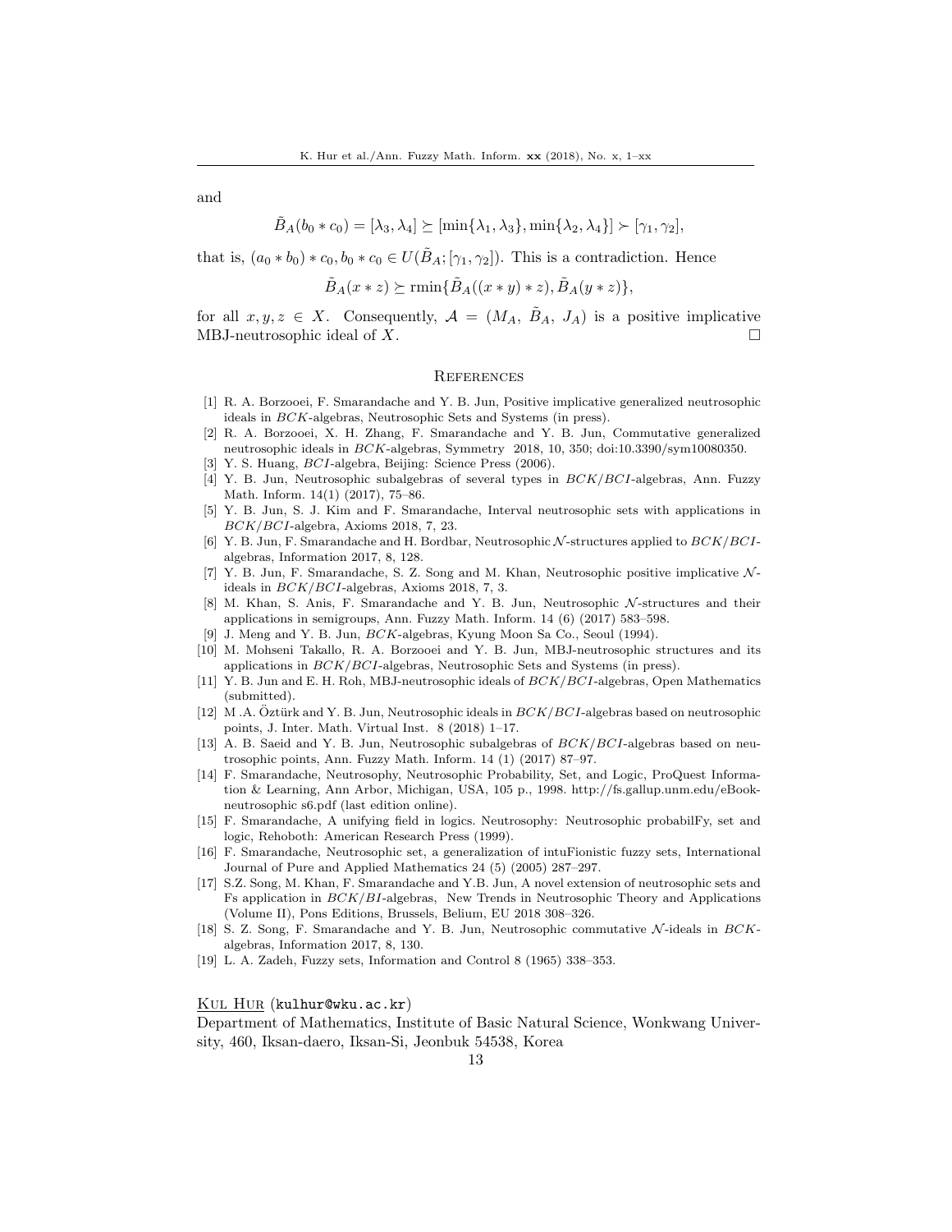and

$$\tilde{B}_A(b_0 * c_0) = [\lambda_3, \lambda_4] \succeq [\min\{\lambda_1, \lambda_3\}, \min\{\lambda_2, \lambda_4\}] \succ [\gamma_1, \gamma_2],$$

that is, $(a_0 * b_0) * c_0, b_0 * c_0 \in U(\tilde{B}_A; [\gamma_1, \gamma_2])$. This is a contradiction. Hence

$$\tilde{B}_A(x * z) \succeq \text{rmin}\{\tilde{B}_A((x * y) * z), \tilde{B}_A(y * z)\},$$

for all $x, y, z \in X$. Consequently, $\mathcal{A} = (M_A,\ \tilde{B}_A,\ J_A)$ is a positive implicative MBJ-neutrosophic ideal of $X$. □

## References

[1] R. A. Borzooei, F. Smarandache and Y. B. Jun, Positive implicative generalized neutrosophic ideals in $BCK$-algebras, Neutrosophic Sets and Systems (in press).

[2] R. A. Borzooei, X. H. Zhang, F. Smarandache and Y. B. Jun, Commutative generalized neutrosophic ideals in $BCK$-algebras, Symmetry 2018, 10, 350; doi:10.3390/sym10080350.

[3] Y. S. Huang, $BCI$-algebra, Beijing: Science Press (2006).

[4] Y. B. Jun, Neutrosophic subalgebras of several types in $BCK/BCI$-algebras, Ann. Fuzzy Math. Inform. 14(1) (2017), 75–86.

[5] Y. B. Jun, S. J. Kim and F. Smarandache, Interval neutrosophic sets with applications in $BCK/BCI$-algebra, Axioms 2018, 7, 23.

[6] Y. B. Jun, F. Smarandache and H. Bordbar, Neutrosophic $\mathcal{N}$-structures applied to $BCK/BCI$-algebras, Information 2017, 8, 128.

[7] Y. B. Jun, F. Smarandache, S. Z. Song and M. Khan, Neutrosophic positive implicative $\mathcal{N}$-ideals in $BCK/BCI$-algebras, Axioms 2018, 7, 3.

[8] M. Khan, S. Anis, F. Smarandache and Y. B. Jun, Neutrosophic $\mathcal{N}$-structures and their applications in semigroups, Ann. Fuzzy Math. Inform. 14 (6) (2017) 583–598.

[9] J. Meng and Y. B. Jun, $BCK$-algebras, Kyung Moon Sa Co., Seoul (1994).

[10] M. Mohseni Takallo, R. A. Borzooei and Y. B. Jun, MBJ-neutrosophic structures and its applications in $BCK/BCI$-algebras, Neutrosophic Sets and Systems (in press).

[11] Y. B. Jun and E. H. Roh, MBJ-neutrosophic ideals of $BCK/BCI$-algebras, Open Mathematics (submitted).

[12] M .A. Öztürk and Y. B. Jun, Neutrosophic ideals in $BCK/BCI$-algebras based on neutrosophic points, J. Inter. Math. Virtual Inst. 8 (2018) 1–17.

[13] A. B. Saeid and Y. B. Jun, Neutrosophic subalgebras of $BCK/BCI$-algebras based on neutrosophic points, Ann. Fuzzy Math. Inform. 14 (1) (2017) 87–97.

[14] F. Smarandache, Neutrosophy, Neutrosophic Probability, Set, and Logic, ProQuest Information & Learning, Ann Arbor, Michigan, USA, 105 p., 1998. http://fs.gallup.unm.edu/eBook-neutrosophic s6.pdf (last edition online).

[15] F. Smarandache, A unifying field in logics. Neutrosophy: Neutrosophic probabilFy, set and logic, Rehoboth: American Research Press (1999).

[16] F. Smarandache, Neutrosophic set, a generalization of intuFionistic fuzzy sets, International Journal of Pure and Applied Mathematics 24 (5) (2005) 287–297.

[17] S.Z. Song, M. Khan, F. Smarandache and Y.B. Jun, A novel extension of neutrosophic sets and Fs application in $BCK/BI$-algebras, New Trends in Neutrosophic Theory and Applications (Volume II), Pons Editions, Brussels, Belium, EU 2018 308–326.

[18] S. Z. Song, F. Smarandache and Y. B. Jun, Neutrosophic commutative $\mathcal{N}$-ideals in $BCK$-algebras, Information 2017, 8, 130.

[19] L. A. Zadeh, Fuzzy sets, Information and Control 8 (1965) 338–353.

Kul Hur (kulhur@wku.ac.kr)

Department of Mathematics, Institute of Basic Natural Science, Wonkwang University, 460, Iksan-daero, Iksan-Si, Jeonbuk 54538, Korea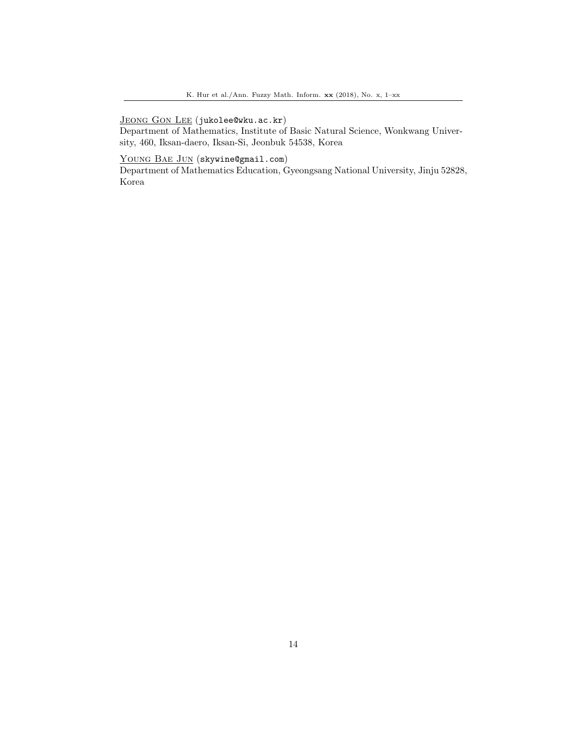<u>Jeong Gon Lee</u> (jukolee@wku.ac.kr)
Department of Mathematics, Institute of Basic Natural Science, Wonkwang University, 460, Iksan-daero, Iksan-Si, Jeonbuk 54538, Korea

<u>Young Bae Jun</u> (skywine@gmail.com)
Department of Mathematics Education, Gyeongsang National University, Jinju 52828, Korea